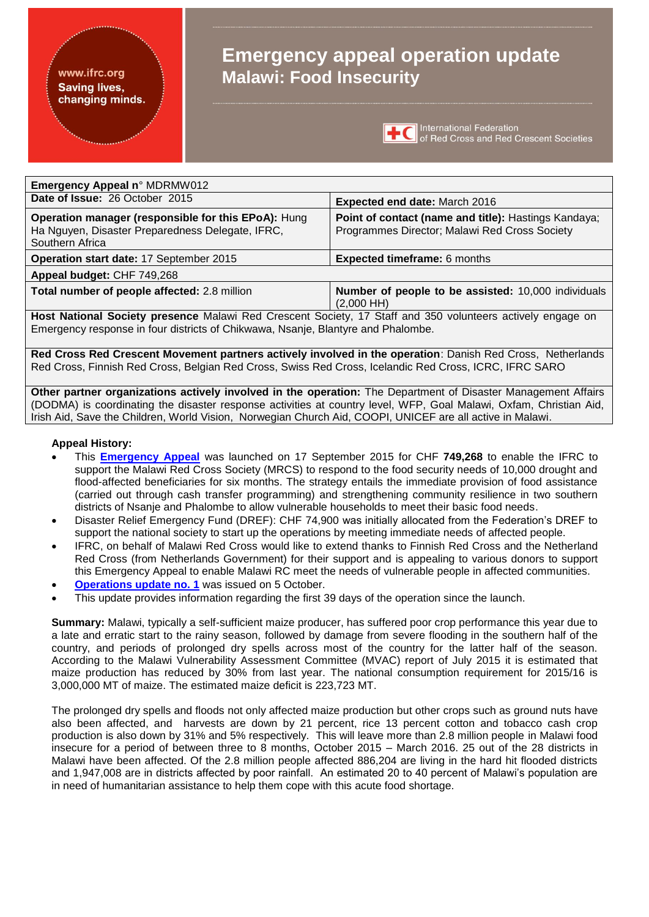www.ifrc.org
Saving lives, changing minds.

# Emergency appeal operation update
## Malawi: Food Insecurity

International Federation of Red Cross and Red Crescent Societies

| | |
|---|---|
| **Emergency Appeal n° MDRMW012** | |
| **Date of Issue:** 26 October 2015 | **Expected end date:** March 2016 |
| **Operation manager (responsible for this EPoA):** Hung Ha Nguyen, Disaster Preparedness Delegate, IFRC, Southern Africa | **Point of contact (name and title):** Hastings Kandaya; Programmes Director; Malawi Red Cross Society |
| **Operation start date:** 17 September 2015 | **Expected timeframe:** 6 months |
| **Appeal budget:** CHF 749,268 | |
| **Total number of people affected:** 2.8 million | **Number of people to be assisted:** 10,000 individuals (2,000 HH) |
| **Host National Society presence** Malawi Red Crescent Society, 17 Staff and 350 volunteers actively engage on Emergency response in four districts of Chikwawa, Nsanje, Blantyre and Phalombe. | |
| **Red Cross Red Crescent Movement partners actively involved in the operation**: Danish Red Cross, Netherlands Red Cross, Finnish Red Cross, Belgian Red Cross, Swiss Red Cross, Icelandic Red Cross, ICRC, IFRC SARO | |
| **Other partner organizations actively involved in the operation:** The Department of Disaster Management Affairs (DODMA) is coordinating the disaster response activities at country level, WFP, Goal Malawi, Oxfam, Christian Aid, Irish Aid, Save the Children, World Vision, Norwegian Church Aid, COOPI, UNICEF are all active in Malawi. | |

**Appeal History:**

- This **Emergency Appeal** was launched on 17 September 2015 for CHF **749,268** to enable the IFRC to support the Malawi Red Cross Society (MRCS) to respond to the food security needs of 10,000 drought and flood-affected beneficiaries for six months. The strategy entails the immediate provision of food assistance (carried out through cash transfer programming) and strengthening community resilience in two southern districts of Nsanje and Phalombe to allow vulnerable households to meet their basic food needs.
- Disaster Relief Emergency Fund (DREF): CHF 74,900 was initially allocated from the Federation's DREF to support the national society to start up the operations by meeting immediate needs of affected people.
- IFRC, on behalf of Malawi Red Cross would like to extend thanks to Finnish Red Cross and the Netherland Red Cross (from Netherlands Government) for their support and is appealing to various donors to support this Emergency Appeal to enable Malawi RC meet the needs of vulnerable people in affected communities.
- **Operations update no. 1** was issued on 5 October.
- This update provides information regarding the first 39 days of the operation since the launch.

**Summary:** Malawi, typically a self-sufficient maize producer, has suffered poor crop performance this year due to a late and erratic start to the rainy season, followed by damage from severe flooding in the southern half of the country, and periods of prolonged dry spells across most of the country for the latter half of the season. According to the Malawi Vulnerability Assessment Committee (MVAC) report of July 2015 it is estimated that maize production has reduced by 30% from last year. The national consumption requirement for 2015/16 is 3,000,000 MT of maize. The estimated maize deficit is 223,723 MT.

The prolonged dry spells and floods not only affected maize production but other crops such as ground nuts have also been affected, and harvests are down by 21 percent, rice 13 percent cotton and tobacco cash crop production is also down by 31% and 5% respectively. This will leave more than 2.8 million people in Malawi food insecure for a period of between three to 8 months, October 2015 – March 2016. 25 out of the 28 districts in Malawi have been affected. Of the 2.8 million people affected 886,204 are living in the hard hit flooded districts and 1,947,008 are in districts affected by poor rainfall. An estimated 20 to 40 percent of Malawi's population are in need of humanitarian assistance to help them cope with this acute food shortage.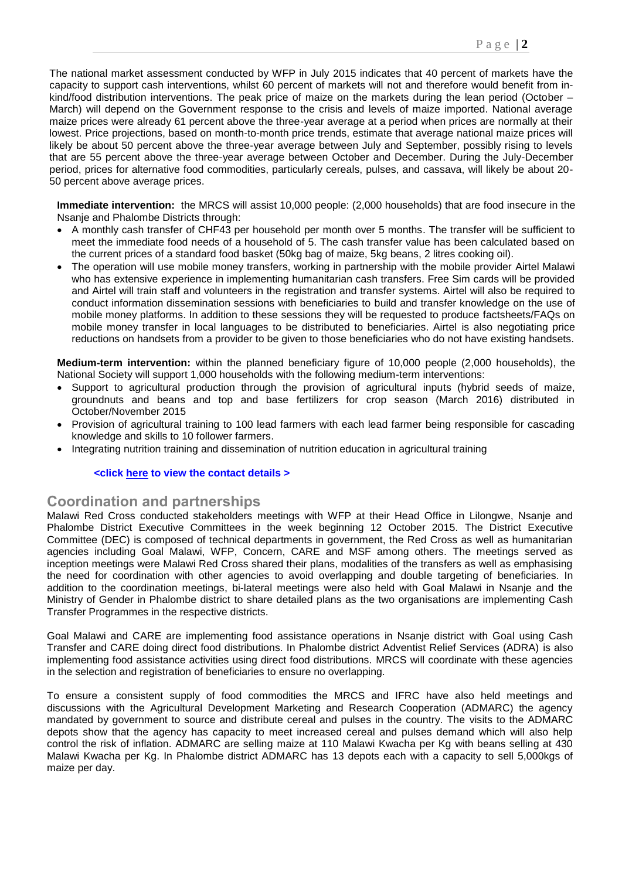The national market assessment conducted by WFP in July 2015 indicates that 40 percent of markets have the capacity to support cash interventions, whilst 60 percent of markets will not and therefore would benefit from in-kind/food distribution interventions. The peak price of maize on the markets during the lean period (October – March) will depend on the Government response to the crisis and levels of maize imported. National average maize prices were already 61 percent above the three-year average at a period when prices are normally at their lowest. Price projections, based on month-to-month price trends, estimate that average national maize prices will likely be about 50 percent above the three-year average between July and September, possibly rising to levels that are 55 percent above the three-year average between October and December. During the July-December period, prices for alternative food commodities, particularly cereals, pulses, and cassava, will likely be about 20-50 percent above average prices.

**Immediate intervention:** the MRCS will assist 10,000 people: (2,000 households) that are food insecure in the Nsanje and Phalombe Districts through:

- A monthly cash transfer of CHF43 per household per month over 5 months. The transfer will be sufficient to meet the immediate food needs of a household of 5. The cash transfer value has been calculated based on the current prices of a standard food basket (50kg bag of maize, 5kg beans, 2 litres cooking oil).
- The operation will use mobile money transfers, working in partnership with the mobile provider Airtel Malawi who has extensive experience in implementing humanitarian cash transfers. Free Sim cards will be provided and Airtel will train staff and volunteers in the registration and transfer systems. Airtel will also be required to conduct information dissemination sessions with beneficiaries to build and transfer knowledge on the use of mobile money platforms. In addition to these sessions they will be requested to produce factsheets/FAQs on mobile money transfer in local languages to be distributed to beneficiaries. Airtel is also negotiating price reductions on handsets from a provider to be given to those beneficiaries who do not have existing handsets.

**Medium-term intervention:** within the planned beneficiary figure of 10,000 people (2,000 households), the National Society will support 1,000 households with the following medium-term interventions:

- Support to agricultural production through the provision of agricultural inputs (hybrid seeds of maize, groundnuts and beans and top and base fertilizers for crop season (March 2016) distributed in October/November 2015
- Provision of agricultural training to 100 lead farmers with each lead farmer being responsible for cascading knowledge and skills to 10 follower farmers.
- Integrating nutrition training and dissemination of nutrition education in agricultural training

**<click here to view the contact details >**

## Coordination and partnerships

Malawi Red Cross conducted stakeholders meetings with WFP at their Head Office in Lilongwe, Nsanje and Phalombe District Executive Committees in the week beginning 12 October 2015. The District Executive Committee (DEC) is composed of technical departments in government, the Red Cross as well as humanitarian agencies including Goal Malawi, WFP, Concern, CARE and MSF among others. The meetings served as inception meetings were Malawi Red Cross shared their plans, modalities of the transfers as well as emphasising the need for coordination with other agencies to avoid overlapping and double targeting of beneficiaries. In addition to the coordination meetings, bi-lateral meetings were also held with Goal Malawi in Nsanje and the Ministry of Gender in Phalombe district to share detailed plans as the two organisations are implementing Cash Transfer Programmes in the respective districts.

Goal Malawi and CARE are implementing food assistance operations in Nsanje district with Goal using Cash Transfer and CARE doing direct food distributions. In Phalombe district Adventist Relief Services (ADRA) is also implementing food assistance activities using direct food distributions. MRCS will coordinate with these agencies in the selection and registration of beneficiaries to ensure no overlapping.

To ensure a consistent supply of food commodities the MRCS and IFRC have also held meetings and discussions with the Agricultural Development Marketing and Research Cooperation (ADMARC) the agency mandated by government to source and distribute cereal and pulses in the country. The visits to the ADMARC depots show that the agency has capacity to meet increased cereal and pulses demand which will also help control the risk of inflation. ADMARC are selling maize at 110 Malawi Kwacha per Kg with beans selling at 430 Malawi Kwacha per Kg. In Phalombe district ADMARC has 13 depots each with a capacity to sell 5,000kgs of maize per day.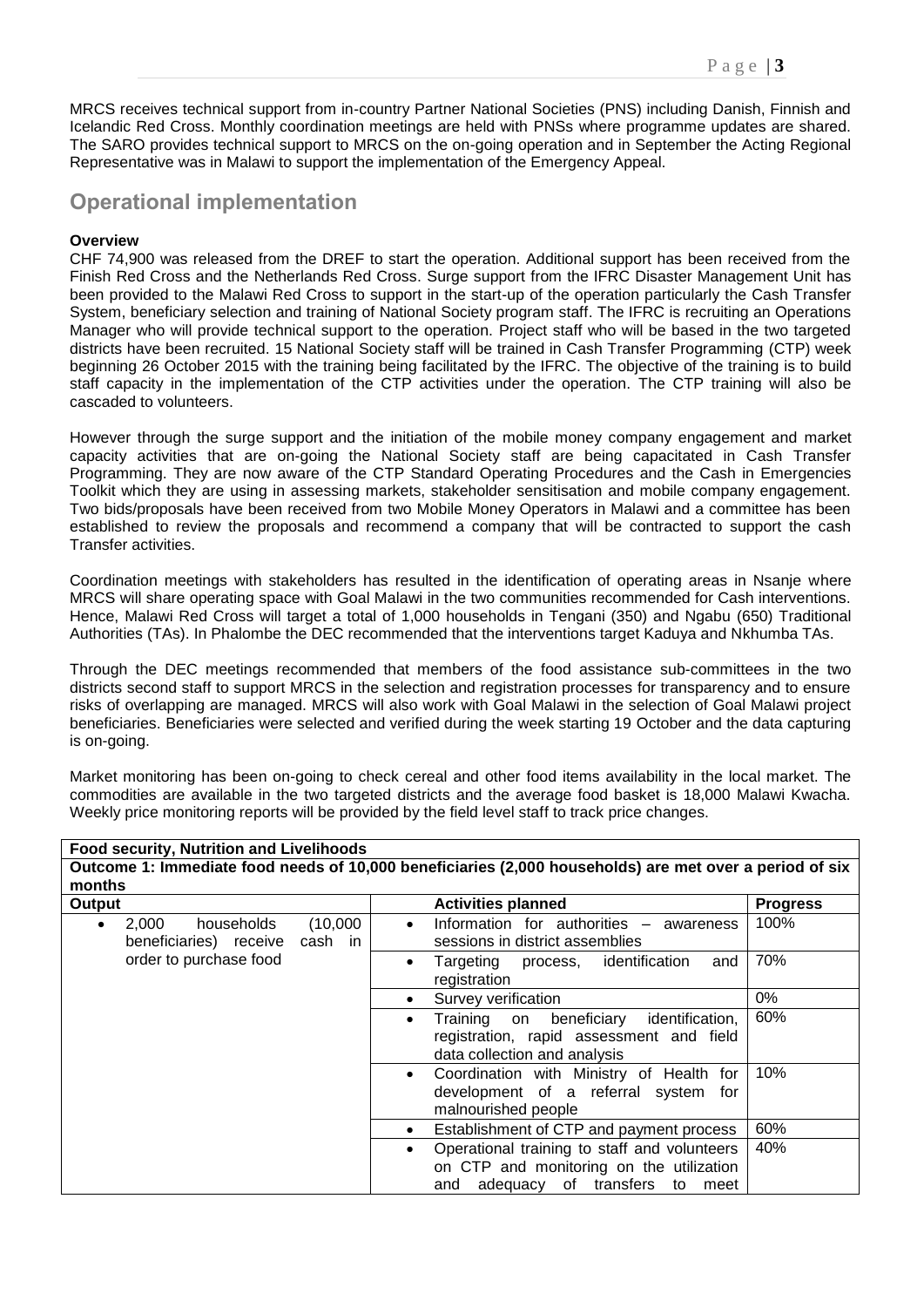MRCS receives technical support from in-country Partner National Societies (PNS) including Danish, Finnish and Icelandic Red Cross. Monthly coordination meetings are held with PNSs where programme updates are shared. The SARO provides technical support to MRCS on the on-going operation and in September the Acting Regional Representative was in Malawi to support the implementation of the Emergency Appeal.

## Operational implementation

**Overview**

CHF 74,900 was released from the DREF to start the operation. Additional support has been received from the Finish Red Cross and the Netherlands Red Cross. Surge support from the IFRC Disaster Management Unit has been provided to the Malawi Red Cross to support in the start-up of the operation particularly the Cash Transfer System, beneficiary selection and training of National Society program staff. The IFRC is recruiting an Operations Manager who will provide technical support to the operation. Project staff who will be based in the two targeted districts have been recruited. 15 National Society staff will be trained in Cash Transfer Programming (CTP) week beginning 26 October 2015 with the training being facilitated by the IFRC. The objective of the training is to build staff capacity in the implementation of the CTP activities under the operation. The CTP training will also be cascaded to volunteers.

However through the surge support and the initiation of the mobile money company engagement and market capacity activities that are on-going the National Society staff are being capacitated in Cash Transfer Programming. They are now aware of the CTP Standard Operating Procedures and the Cash in Emergencies Toolkit which they are using in assessing markets, stakeholder sensitisation and mobile company engagement. Two bids/proposals have been received from two Mobile Money Operators in Malawi and a committee has been established to review the proposals and recommend a company that will be contracted to support the cash Transfer activities.

Coordination meetings with stakeholders has resulted in the identification of operating areas in Nsanje where MRCS will share operating space with Goal Malawi in the two communities recommended for Cash interventions. Hence, Malawi Red Cross will target a total of 1,000 households in Tengani (350) and Ngabu (650) Traditional Authorities (TAs). In Phalombe the DEC recommended that the interventions target Kaduya and Nkhumba TAs.

Through the DEC meetings recommended that members of the food assistance sub-committees in the two districts second staff to support MRCS in the selection and registration processes for transparency and to ensure risks of overlapping are managed. MRCS will also work with Goal Malawi in the selection of Goal Malawi project beneficiaries. Beneficiaries were selected and verified during the week starting 19 October and the data capturing is on-going.

Market monitoring has been on-going to check cereal and other food items availability in the local market. The commodities are available in the two targeted districts and the average food basket is 18,000 Malawi Kwacha. Weekly price monitoring reports will be provided by the field level staff to track price changes.

| **Food security, Nutrition and Livelihoods** | | |
|---|---|---|
| **Outcome 1: Immediate food needs of 10,000 beneficiaries (2,000 households) are met over a period of six months** | | |
| **Output** | **Activities planned** | **Progress** |
| • 2,000 households (10,000 beneficiaries) receive cash in order to purchase food | • Information for authorities – awareness sessions in district assemblies | 100% |
| | • Targeting process, identification and registration | 70% |
| | • Survey verification | 0% |
| | • Training on beneficiary identification, registration, rapid assessment and field data collection and analysis | 60% |
| | • Coordination with Ministry of Health for development of a referral system for malnourished people | 10% |
| | • Establishment of CTP and payment process | 60% |
| | • Operational training to staff and volunteers on CTP and monitoring on the utilization and adequacy of transfers to meet | 40% |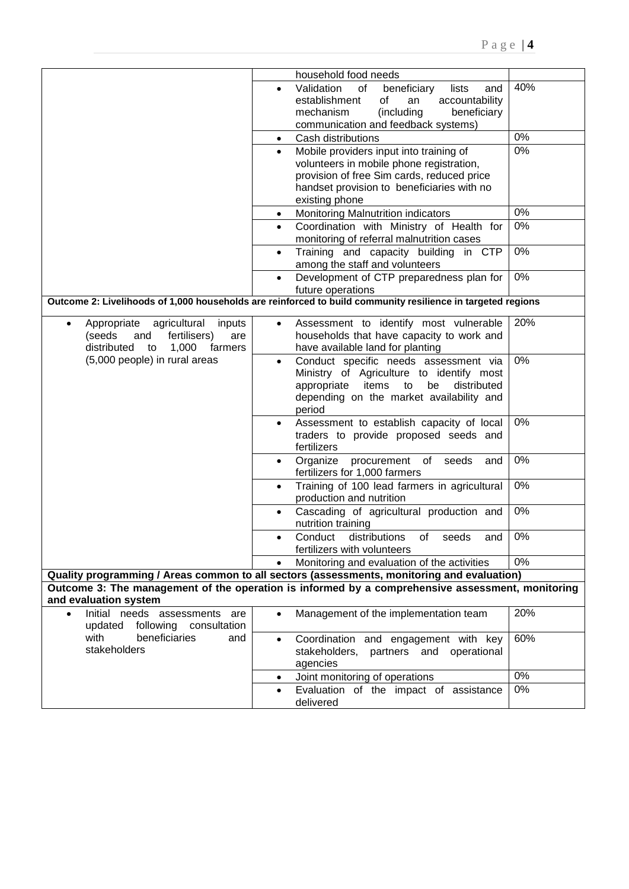| | | |
|---|---|---|
| | household food needs | |
| | • Validation of beneficiary lists and establishment of an accountability mechanism (including beneficiary communication and feedback systems) | 40% |
| | • Cash distributions | 0% |
| | • Mobile providers input into training of volunteers in mobile phone registration, provision of free Sim cards, reduced price handset provision to beneficiaries with no existing phone | 0% |
| | • Monitoring Malnutrition indicators | 0% |
| | • Coordination with Ministry of Health for monitoring of referral malnutrition cases | 0% |
| | • Training and capacity building in CTP among the staff and volunteers | 0% |
| | • Development of CTP preparedness plan for future operations | 0% |
| **Outcome 2: Livelihoods of 1,000 households are reinforced to build community resilience in targeted regions** | | |
| • Appropriate agricultural inputs (seeds and fertilisers) are distributed to 1,000 farmers (5,000 people) in rural areas | • Assessment to identify most vulnerable households that have capacity to work and have available land for planting | 20% |
| | • Conduct specific needs assessment via Ministry of Agriculture to identify most appropriate items to be distributed depending on the market availability and period | 0% |
| | • Assessment to establish capacity of local traders to provide proposed seeds and fertilizers | 0% |
| | • Organize procurement of seeds and fertilizers for 1,000 farmers | 0% |
| | • Training of 100 lead farmers in agricultural production and nutrition | 0% |
| | • Cascading of agricultural production and nutrition training | 0% |
| | • Conduct distributions of seeds and fertilizers with volunteers | 0% |
| | • Monitoring and evaluation of the activities | 0% |
| **Quality programming / Areas common to all sectors (assessments, monitoring and evaluation)** | | |
| **Outcome 3: The management of the operation is informed by a comprehensive assessment, monitoring and evaluation system** | | |
| • Initial needs assessments are updated following consultation with beneficiaries and stakeholders | • Management of the implementation team | 20% |
| | • Coordination and engagement with key stakeholders, partners and operational agencies | 60% |
| | • Joint monitoring of operations | 0% |
| | • Evaluation of the impact of assistance delivered | 0% |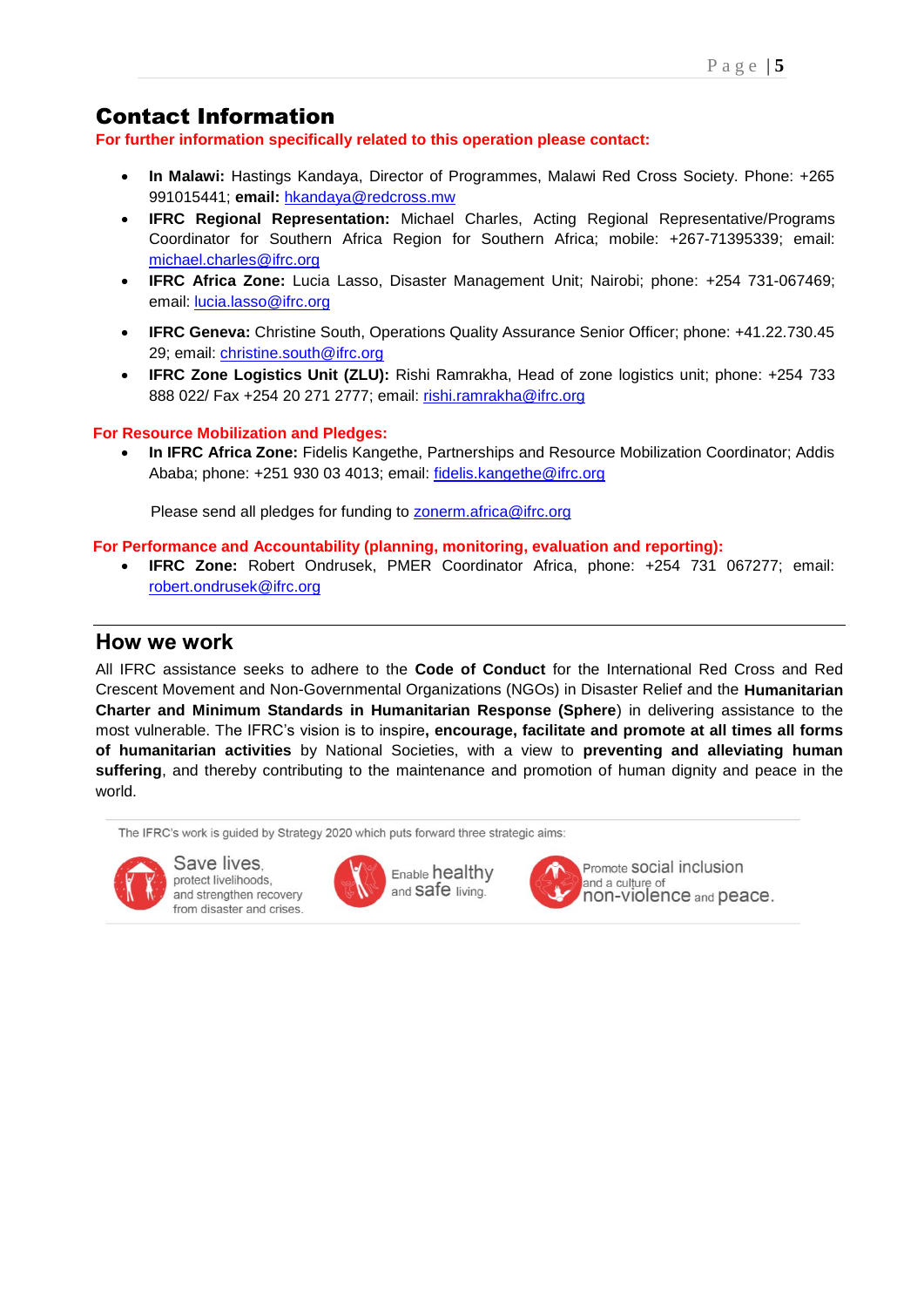## Contact Information

**For further information specifically related to this operation please contact:**

- **In Malawi:** Hastings Kandaya, Director of Programmes, Malawi Red Cross Society. Phone: +265 991015441; **email:** hkandaya@redcross.mw
- **IFRC Regional Representation:** Michael Charles, Acting Regional Representative/Programs Coordinator for Southern Africa Region for Southern Africa; mobile: +267-71395339; email: michael.charles@ifrc.org
- **IFRC Africa Zone:** Lucia Lasso, Disaster Management Unit; Nairobi; phone: +254 731-067469; email: lucia.lasso@ifrc.org
- **IFRC Geneva:** Christine South, Operations Quality Assurance Senior Officer; phone: +41.22.730.45 29; email: christine.south@ifrc.org
- **IFRC Zone Logistics Unit (ZLU):** Rishi Ramrakha, Head of zone logistics unit; phone: +254 733 888 022/ Fax +254 20 271 2777; email: rishi.ramrakha@ifrc.org

**For Resource Mobilization and Pledges:**

- **In IFRC Africa Zone:** Fidelis Kangethe, Partnerships and Resource Mobilization Coordinator; Addis Ababa; phone: +251 930 03 4013; email: fidelis.kangethe@ifrc.org

Please send all pledges for funding to zonerm.africa@ifrc.org

**For Performance and Accountability (planning, monitoring, evaluation and reporting):**

- **IFRC Zone:** Robert Ondrusek, PMER Coordinator Africa, phone: +254 731 067277; email: robert.ondrusek@ifrc.org

## How we work

All IFRC assistance seeks to adhere to the **Code of Conduct** for the International Red Cross and Red Crescent Movement and Non-Governmental Organizations (NGOs) in Disaster Relief and the **Humanitarian Charter and Minimum Standards in Humanitarian Response (Sphere**) in delivering assistance to the most vulnerable. The IFRC's vision is to inspire**, encourage, facilitate and promote at all times all forms of humanitarian activities** by National Societies, with a view to **preventing and alleviating human suffering**, and thereby contributing to the maintenance and promotion of human dignity and peace in the world.

The IFRC's work is guided by Strategy 2020 which puts forward three strategic aims:

Save lives, protect livelihoods, and strengthen recovery from disaster and crises.

Enable healthy and safe living.

Promote social inclusion and a culture of non-violence and peace.